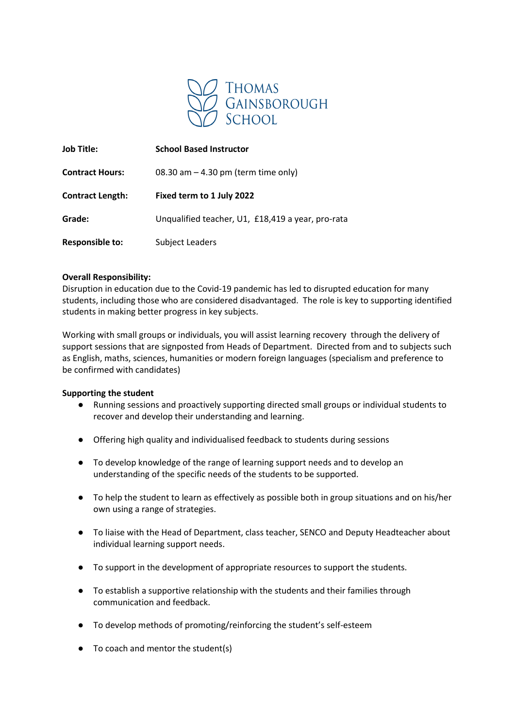THOMAS GAINSBOROUGH SCHOOL

| | |
|---|---|
| **Job Title:** | **School Based Instructor** |
| **Contract Hours:** | 08.30 am – 4.30 pm (term time only) |
| **Contract Length:** | **Fixed term to 1 July 2022** |
| **Grade:** | Unqualified teacher, U1, £18,419 a year, pro-rata |
| **Responsible to:** | Subject Leaders |

**Overall Responsibility:**

Disruption in education due to the Covid-19 pandemic has led to disrupted education for many students, including those who are considered disadvantaged. The role is key to supporting identified students in making better progress in key subjects.

Working with small groups or individuals, you will assist learning recovery through the delivery of support sessions that are signposted from Heads of Department. Directed from and to subjects such as English, maths, sciences, humanities or modern foreign languages (specialism and preference to be confirmed with candidates)

**Supporting the student**

- Running sessions and proactively supporting directed small groups or individual students to recover and develop their understanding and learning.
- Offering high quality and individualised feedback to students during sessions
- To develop knowledge of the range of learning support needs and to develop an understanding of the specific needs of the students to be supported.
- To help the student to learn as effectively as possible both in group situations and on his/her own using a range of strategies.
- To liaise with the Head of Department, class teacher, SENCO and Deputy Headteacher about individual learning support needs.
- To support in the development of appropriate resources to support the students.
- To establish a supportive relationship with the students and their families through communication and feedback.
- To develop methods of promoting/reinforcing the student's self-esteem
- To coach and mentor the student(s)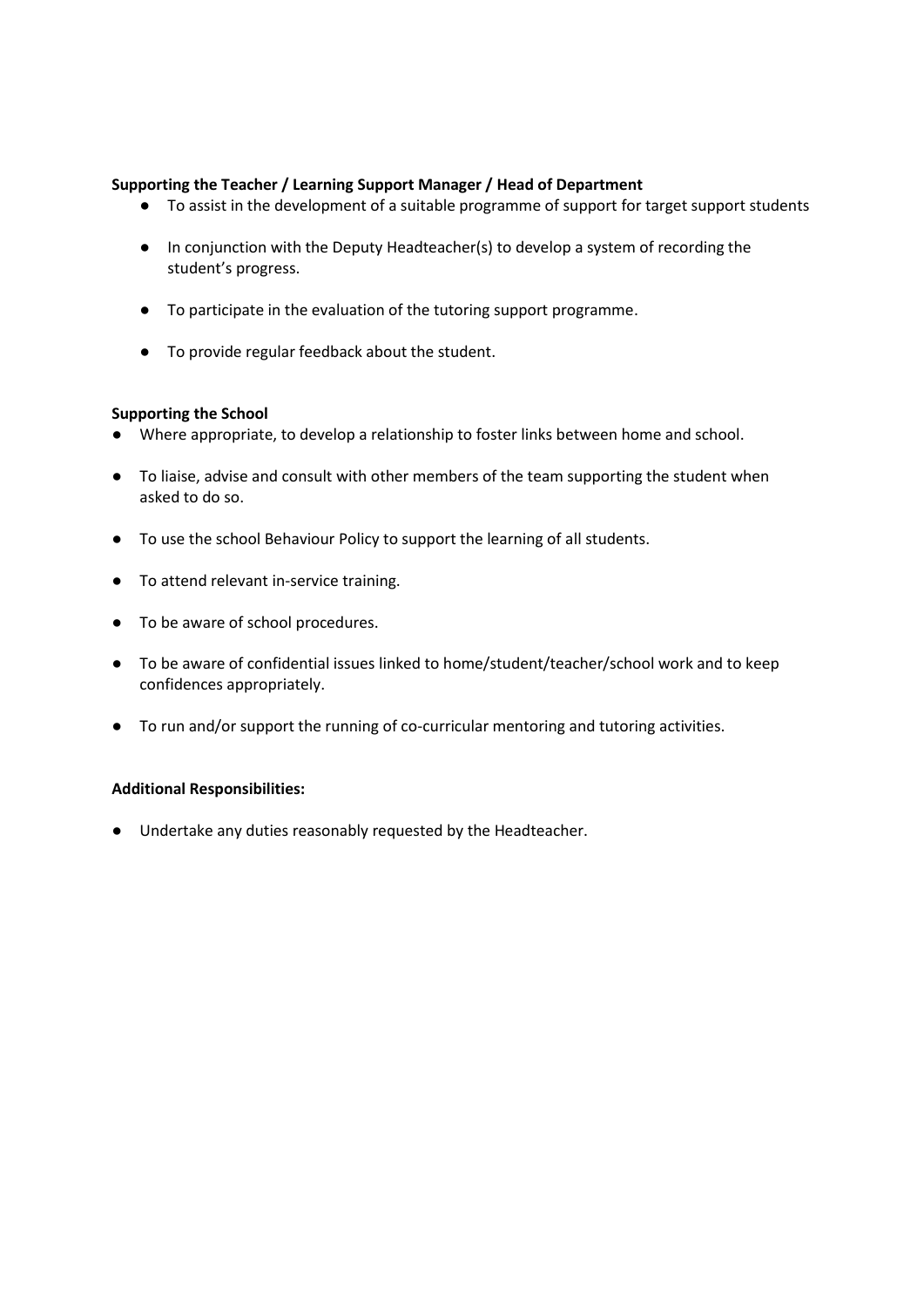**Supporting the Teacher / Learning Support Manager / Head of Department**

- To assist in the development of a suitable programme of support for target support students
- In conjunction with the Deputy Headteacher(s) to develop a system of recording the student's progress.
- To participate in the evaluation of the tutoring support programme.
- To provide regular feedback about the student.

**Supporting the School**

- Where appropriate, to develop a relationship to foster links between home and school.
- To liaise, advise and consult with other members of the team supporting the student when asked to do so.
- To use the school Behaviour Policy to support the learning of all students.
- To attend relevant in-service training.
- To be aware of school procedures.
- To be aware of confidential issues linked to home/student/teacher/school work and to keep confidences appropriately.
- To run and/or support the running of co-curricular mentoring and tutoring activities.

**Additional Responsibilities:**

- Undertake any duties reasonably requested by the Headteacher.